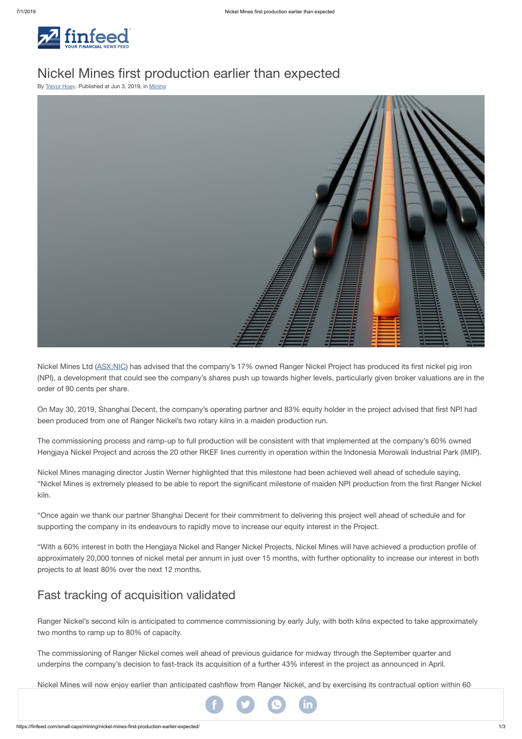# Nickel Mines first production earlier than expected

By Trevor Hoey. Published at Jun 3, 2019, in Mining

Nickel Mines Ltd (ASX:NIC) has advised that the company's 17% owned Ranger Nickel Project has produced its first nickel pig iron (NPI), a development that could see the company's shares push up towards higher levels, particularly given broker valuations are in the order of 90 cents per share.

On May 30, 2019, Shanghai Decent, the company's operating partner and 83% equity holder in the project advised that first NPI had been produced from one of Ranger Nickel's two rotary kilns in a maiden production run.

The commissioning process and ramp-up to full production will be consistent with that implemented at the company's 60% owned Hengjaya Nickel Project and across the 20 other RKEF lines currently in operation within the Indonesia Morowali Industrial Park (IMIP).

Nickel Mines managing director Justin Werner highlighted that this milestone had been achieved well ahead of schedule saying, "Nickel Mines is extremely pleased to be able to report the significant milestone of maiden NPI production from the first Ranger Nickel kiln.

"Once again we thank our partner Shanghai Decent for their commitment to delivering this project well ahead of schedule and for supporting the company in its endeavours to rapidly move to increase our equity interest in the Project.

"With a 60% interest in both the Hengjaya Nickel and Ranger Nickel Projects, Nickel Mines will have achieved a production profile of approximately 20,000 tonnes of nickel metal per annum in just over 15 months, with further optionality to increase our interest in both projects to at least 80% over the next 12 months.

## Fast tracking of acquisition validated

Ranger Nickel's second kiln is anticipated to commence commissioning by early July, with both kilns expected to take approximately two months to ramp up to 80% of capacity.

The commissioning of Ranger Nickel comes well ahead of previous guidance for midway through the September quarter and underpins the company's decision to fast-track its acquisition of a further 43% interest in the project as announced in April.

Nickel Mines will now enjoy earlier than anticipated cashflow from Ranger Nickel, and by exercising its contractual option within 60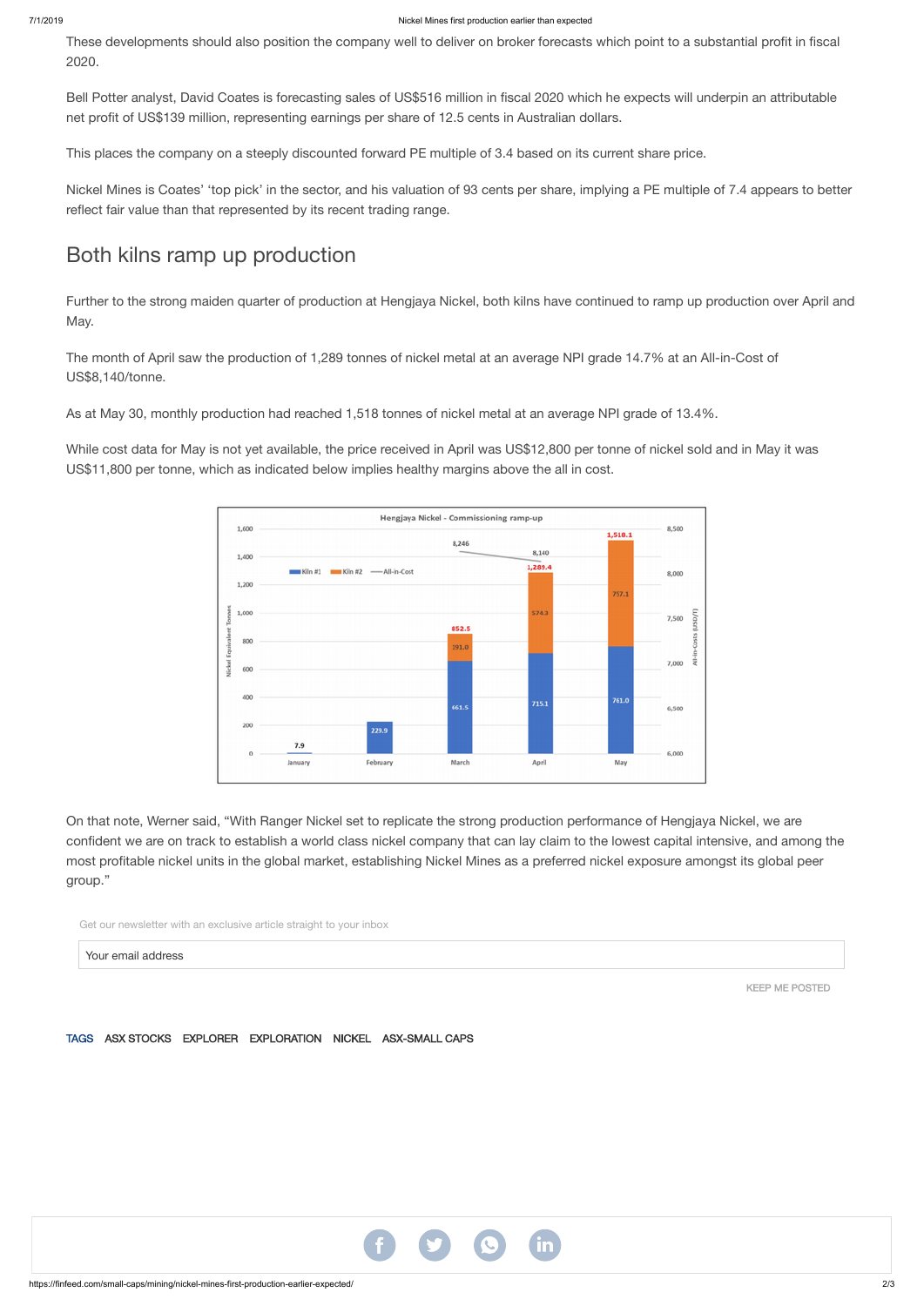These developments should also position the company well to deliver on broker forecasts which point to a substantial profit in fiscal 2020.

Bell Potter analyst, David Coates is forecasting sales of US$516 million in fiscal 2020 which he expects will underpin an attributable net profit of US$139 million, representing earnings per share of 12.5 cents in Australian dollars.

This places the company on a steeply discounted forward PE multiple of 3.4 based on its current share price.

Nickel Mines is Coates' 'top pick' in the sector, and his valuation of 93 cents per share, implying a PE multiple of 7.4 appears to better reflect fair value than that represented by its recent trading range.

## Both kilns ramp up production

Further to the strong maiden quarter of production at Hengjaya Nickel, both kilns have continued to ramp up production over April and May.

The month of April saw the production of 1,289 tonnes of nickel metal at an average NPI grade 14.7% at an All-in-Cost of US$8,140/tonne.

As at May 30, monthly production had reached 1,518 tonnes of nickel metal at an average NPI grade of 13.4%.

While cost data for May is not yet available, the price received in April was US$12,800 per tonne of nickel sold and in May it was US$11,800 per tonne, which as indicated below implies healthy margins above the all in cost.

Hengjaya Nickel - Commissioning ramp-up

| Month | Kiln #1 | Kiln #2 | Total | All-in-Cost |
|---|---|---|---|---|
| January | 7.9 | | 7.9 | |
| February | 229.9 | | 229.9 | |
| March | 661.5 | 191.0 | 852.5 | 8,246 |
| April | 715.1 | 574.3 | 1,289.4 | 8,140 |
| May | 761.0 | 757.1 | 1,518.1 | |

On that note, Werner said, "With Ranger Nickel set to replicate the strong production performance of Hengjaya Nickel, we are confident we are on track to establish a world class nickel company that can lay claim to the lowest capital intensive, and among the most profitable nickel units in the global market, establishing Nickel Mines as a preferred nickel exposure amongst its global peer group."

Get our newsletter with an exclusive article straight to your inbox

Your email address

KEEP ME POSTED

TAGS ASX STOCKS EXPLORER EXPLORATION NICKEL ASX-SMALL CAPS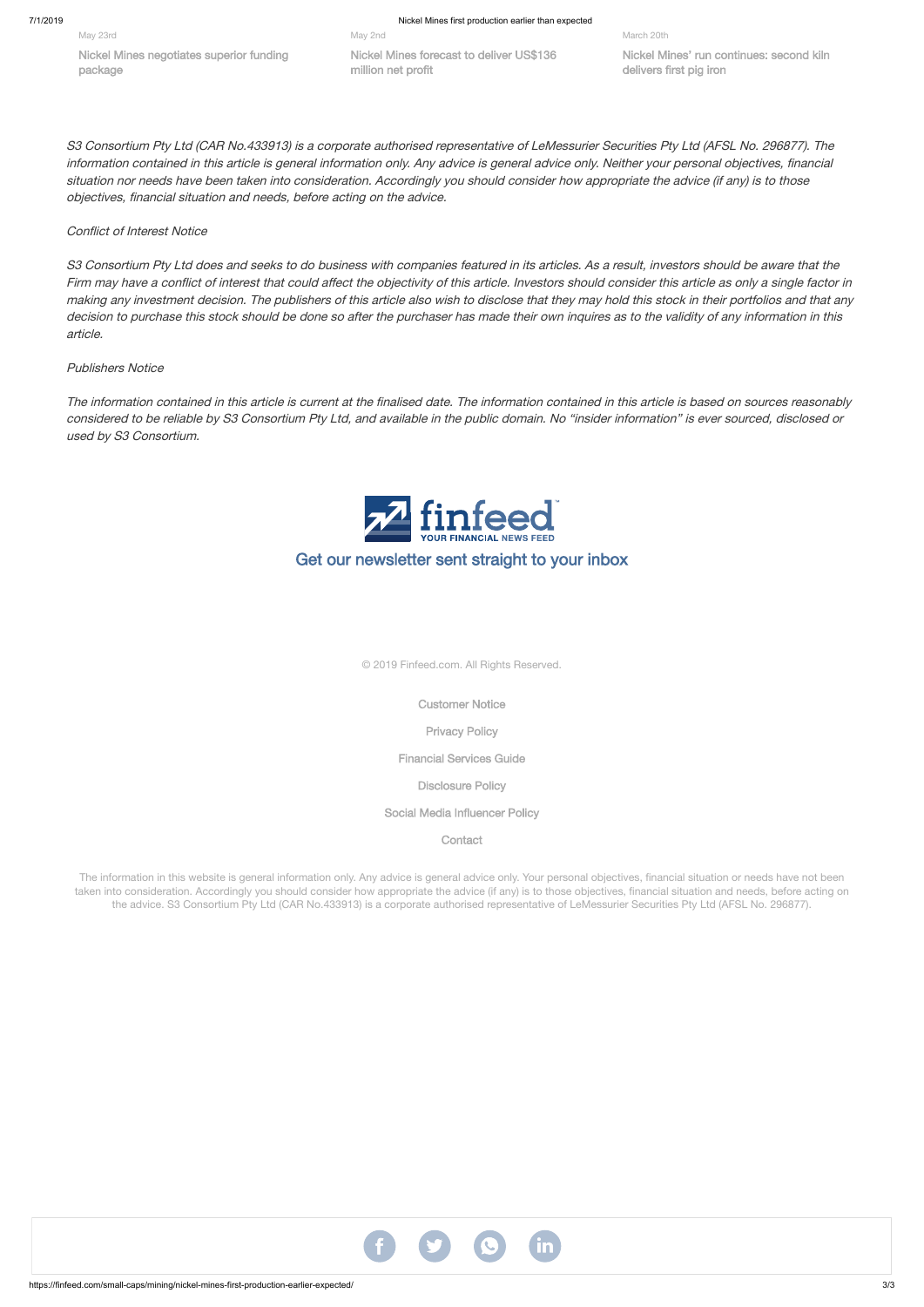May 23rd

Nickel Mines negotiates superior funding package

May 2nd

Nickel Mines forecast to deliver US$136 million net profit

March 20th

Nickel Mines' run continues: second kiln delivers first pig iron

*S3 Consortium Pty Ltd (CAR No.433913) is a corporate authorised representative of LeMessurier Securities Pty Ltd (AFSL No. 296877). The information contained in this article is general information only. Any advice is general advice only. Neither your personal objectives, financial situation nor needs have been taken into consideration. Accordingly you should consider how appropriate the advice (if any) is to those objectives, financial situation and needs, before acting on the advice.*

*Conflict of Interest Notice*

*S3 Consortium Pty Ltd does and seeks to do business with companies featured in its articles. As a result, investors should be aware that the Firm may have a conflict of interest that could affect the objectivity of this article. Investors should consider this article as only a single factor in making any investment decision. The publishers of this article also wish to disclose that they may hold this stock in their portfolios and that any decision to purchase this stock should be done so after the purchaser has made their own inquires as to the validity of any information in this article.*

*Publishers Notice*

*The information contained in this article is current at the finalised date. The information contained in this article is based on sources reasonably considered to be reliable by S3 Consortium Pty Ltd, and available in the public domain. No "insider information" is ever sourced, disclosed or used by S3 Consortium.*

finfeed™ YOUR FINANCIAL NEWS FEED

Get our newsletter sent straight to your inbox

© 2019 Finfeed.com. All Rights Reserved.

Customer Notice

Privacy Policy

Financial Services Guide

Disclosure Policy

Social Media Influencer Policy

Contact

The information in this website is general information only. Any advice is general advice only. Your personal objectives, financial situation or needs have not been taken into consideration. Accordingly you should consider how appropriate the advice (if any) is to those objectives, financial situation and needs, before acting on the advice. S3 Consortium Pty Ltd (CAR No.433913) is a corporate authorised representative of LeMessurier Securities Pty Ltd (AFSL No. 296877).